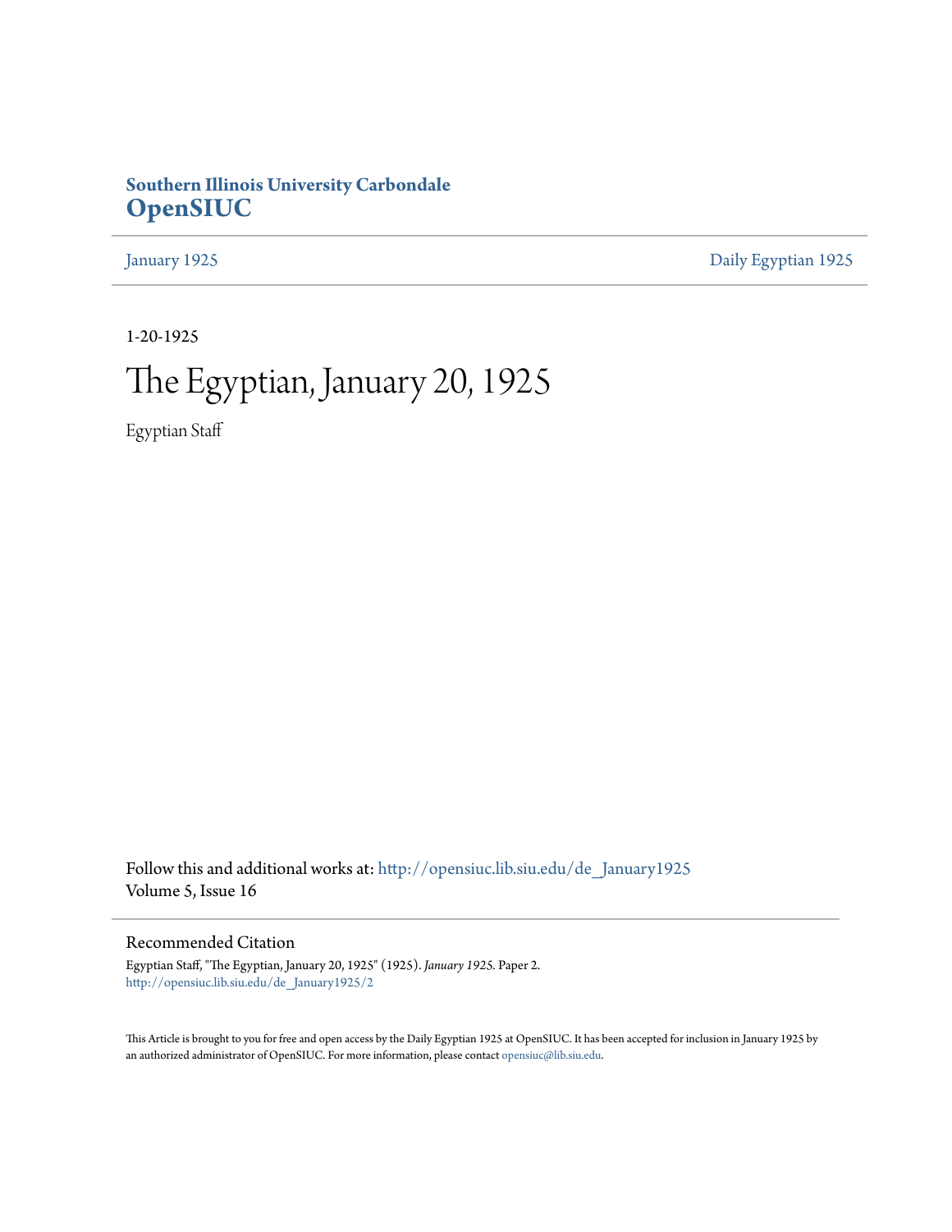**Southern Illinois University Carbondale**
**OpenSIUC**

January 1925 | Daily Egyptian 1925

1-20-1925

# The Egyptian, January 20, 1925

Egyptian Staff

Follow this and additional works at: http://opensiuc.lib.siu.edu/de_January1925
Volume 5, Issue 16

## Recommended Citation

Egyptian Staff, "The Egyptian, January 20, 1925" (1925). *January 1925.* Paper 2.
http://opensiuc.lib.siu.edu/de_January1925/2

This Article is brought to you for free and open access by the Daily Egyptian 1925 at OpenSIUC. It has been accepted for inclusion in January 1925 by an authorized administrator of OpenSIUC. For more information, please contact opensiuc@lib.siu.edu.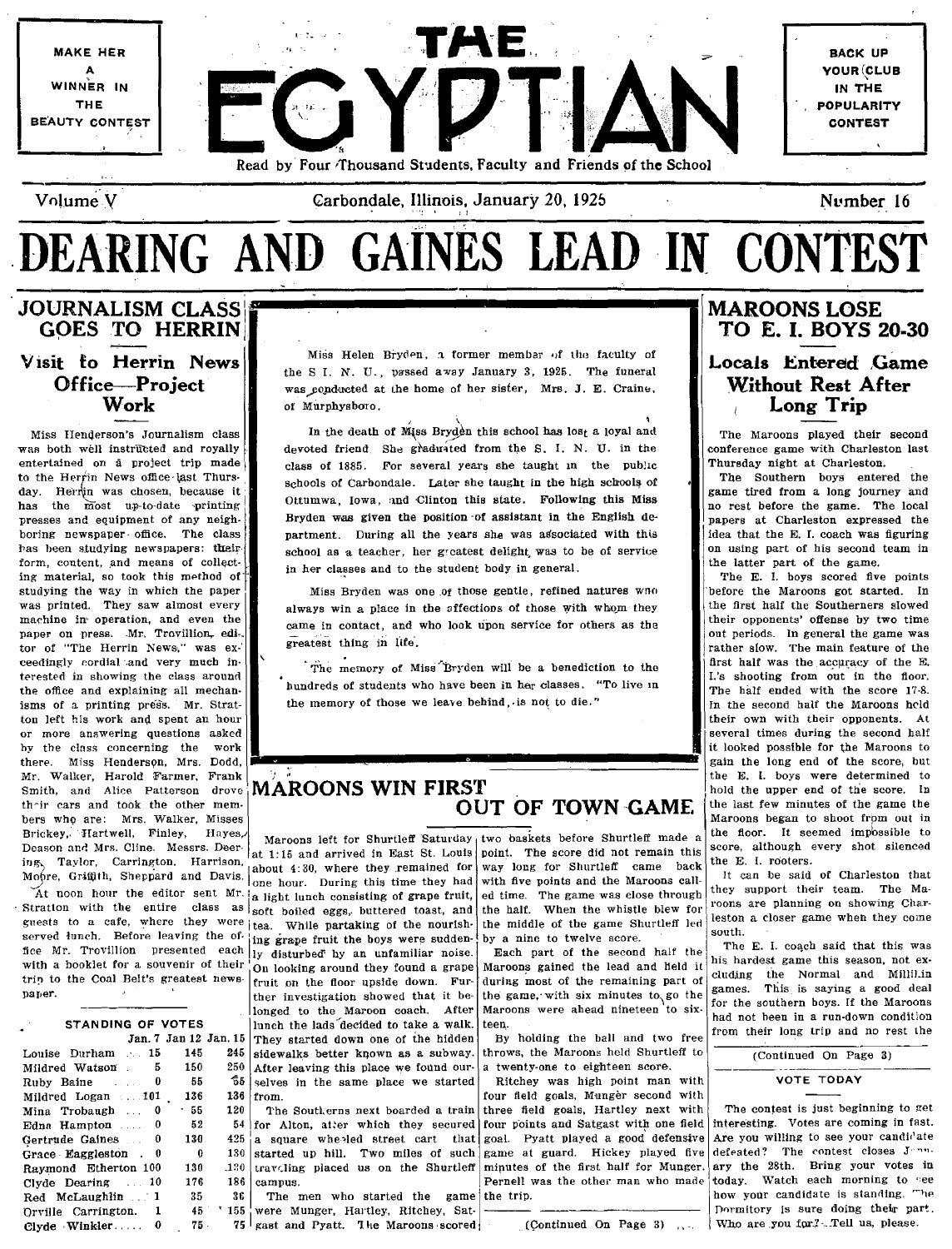MAKE HER A WINNER IN THE BEAUTY CONTEST

# THE EGYPTIAN

BACK UP YOUR CLUB IN THE POPULARITY CONTEST

Read by Four Thousand Students, Faculty and Friends of the School

Volume V — Carbondale, Illinois, January 20, 1925 — Number 16

# DEARING AND GAINES LEAD IN CONTEST

## JOURNALISM CLASS GOES TO HERRIN

### Visit to Herrin News Office—Project Work

Miss Henderson's Journalism class was both well instructed and royally entertained on a project trip made to the Herrin News office last Thursday. Herrin was chosen, because it has the most up-to-date printing presses and equipment of any neighboring newspaper office. The class has been studying newspapers: their form, content, and means of collecting material, so took this method of studying the way in which the paper was printed. They saw almost every machine in operation, and even the paper on press. Mr. Trovillion, editor of "The Herrin News," was exceedingly cordial and very much interested in showing the class around the office and explaining all mechanisms of a printing press. Mr. Stratton left his work and spent an hour or more answering questions asked by the class concerning the work there. Miss Henderson, Mrs. Dodd, Mr. Walker, Harold Farmer, Frank Smith, and Alice Patterson drove their cars and took the other members who are: Mrs. Walker, Misses Brickey, Hartwell, Finley, Hayes, Deason and Mrs. Cline. Messrs. Deering, Taylor, Carrington, Harrison, Moore, Griffith, Sheppard and Davis.

At noon hour the editor sent Mr. Stratton with the entire class as guests to a cafe, where they were served lunch. Before leaving the office Mr. Trovillion presented each with a booklet for a souvenir of their trip to the Coal Belt's greatest newspaper.

### STANDING OF VOTES

| | Jan. 7 | Jan 12 | Jan. 15 |
|---|---|---|---|
| Louise Durham | 15 | 145 | 245 |
| Mildred Watson | 5 | 150 | 250 |
| Ruby Baine | 0 | 55 | 55 |
| Mildred Logan | 101 | 136 | 136 |
| Mina Trobaugh | 0 | 55 | 120 |
| Edna Hampton | 0 | 52 | 54 |
| Gertrude Gaines | 0 | 130 | 425 |
| Grace Eaggleston | 0 | 0 | 130 |
| Raymond Etherton | 100 | 130 | 130 |
| Clyde Dearing | 10 | 176 | 186 |
| Red McLaughlin | 1 | 35 | 36 |
| Orville Carrington. | 1 | 45 | 155 |
| Clyde Winkler | 0 | 75 | 75 |

---

Miss Helen Bryden, a former member of the faculty of the S. I. N. U., passed away January 3, 1925. The funeral was conducted at the home of her sister, Mrs. J. E. Craine, of Murphysboro.

In the death of Miss Bryden this school has lost a loyal and devoted friend. She graduated from the S. I. N. U. in the class of 1885. For several years she taught in the public schools of Carbondale. Later she taught in the high schools of Ottumwa, Iowa, and Clinton this state. Following this Miss Bryden was given the position of assistant in the English department. During all the years she was associated with this school as a teacher, her greatest delight was to be of service in her classes and to the student body in general.

Miss Bryden was one of those gentle, refined natures who always win a place in the affections of those with whom they came in contact, and who look upon service for others as the greatest thing in life.

The memory of Miss Bryden will be a benediction to the hundreds of students who have been in her classes. "To live in the memory of those we leave behind, is not to die."

---

## MAROONS WIN FIRST OUT OF TOWN GAME

Maroons left for Shurtleff Saturday at 1:15 and arrived in East St. Louis about 4:30, where they remained for one hour. During this time they had a light lunch consisting of grape fruit, soft boiled eggs, buttered toast, and tea. While partaking of the nourishing grape fruit the boys were suddenly disturbed by an unfamiliar noise. On looking around they found a grape fruit on the floor upside down. Further investigation showed that it belonged to the Maroon coach. After lunch the lads decided to take a walk. They started down one of the hidden sidewalks better known as a subway. After leaving this place we found ourselves in the same place we started from.

The Southerners next boarded a train for Alton, after which they secured a square wheeled street cart that started up hill. Two miles of such traveling placed us on the Shurtleff campus.

The men who started the game were Munger, Hartley, Ritchey, Satgast and Pyatt. The Maroons scored two baskets before Shurtleff made a point. The score did not remain this way long for Shurtleff came back with five points and the Maroons called time. The game was close through the half. When the whistle blew for the middle of the game Shurtleff led by a nine to twelve score.

Each part of the second half the Maroons gained the lead and held it during most of the remaining part of the game, with six minutes to go the Maroons were ahead nineteen to sixteen.

By holding the ball and two free throws, the Maroons held Shurtleff to a twenty-one to eighteen score.

Ritchey was high point man with four field goals, Munger second with three field goals, Hartley next with four points and Satgast with one field goal. Pyatt played a good defensive game at guard. Hickey played five minutes of the first half for Munger. Pernell was the other man who made the trip.

(Continued On Page 3)

---

## MAROONS LOSE TO E. I. BOYS 20-30

### Locals Entered Game Without Rest After Long Trip

The Maroons played their second conference game with Charleston last Thursday night at Charleston.

The Southern boys entered the game tired from a long journey and no rest before the game. The local papers at Charleston expressed the idea that the E. I. coach was figuring on using part of his second team in the latter part of the game.

The E. I. boys scored five points before the Maroons got started. In the first half the Southerners slowed their opponents' offense by two time out periods. In general the game was rather slow. The main feature of the first half was the accuracy of the E. I.'s shooting from out in the floor. The half ended with the score 17-8. In the second half the Maroons held their own with their opponents. At several times during the second half it looked possible for the Maroons to gain the long end of the score, but the E. I. boys were determined to hold the upper end of the score. In the last few minutes of the game the Maroons began to shoot from out in the floor. It seemed impossible to score, although every shot silenced the E. I. rooters.

It can be said of Charleston that they support their team. The Maroons are planning on showing Charleston a closer game when they come south.

The E. I. coach said that this was his hardest game this season, not excluding the Normal and Millikin games. This is saying a good deal for the southern boys. If the Maroons had not been in a run-down condition from their long trip and no rest the

(Continued On Page 3)

### VOTE TODAY

The contest is just beginning to get interesting. Votes are coming in fast. Are you willing to see your candidate defeated? The contest closes January the 28th. Bring your votes in today. Watch each morning to see how your candidate is standing. The Dormitory is sure doing their part. Who are you for? Tell us, please.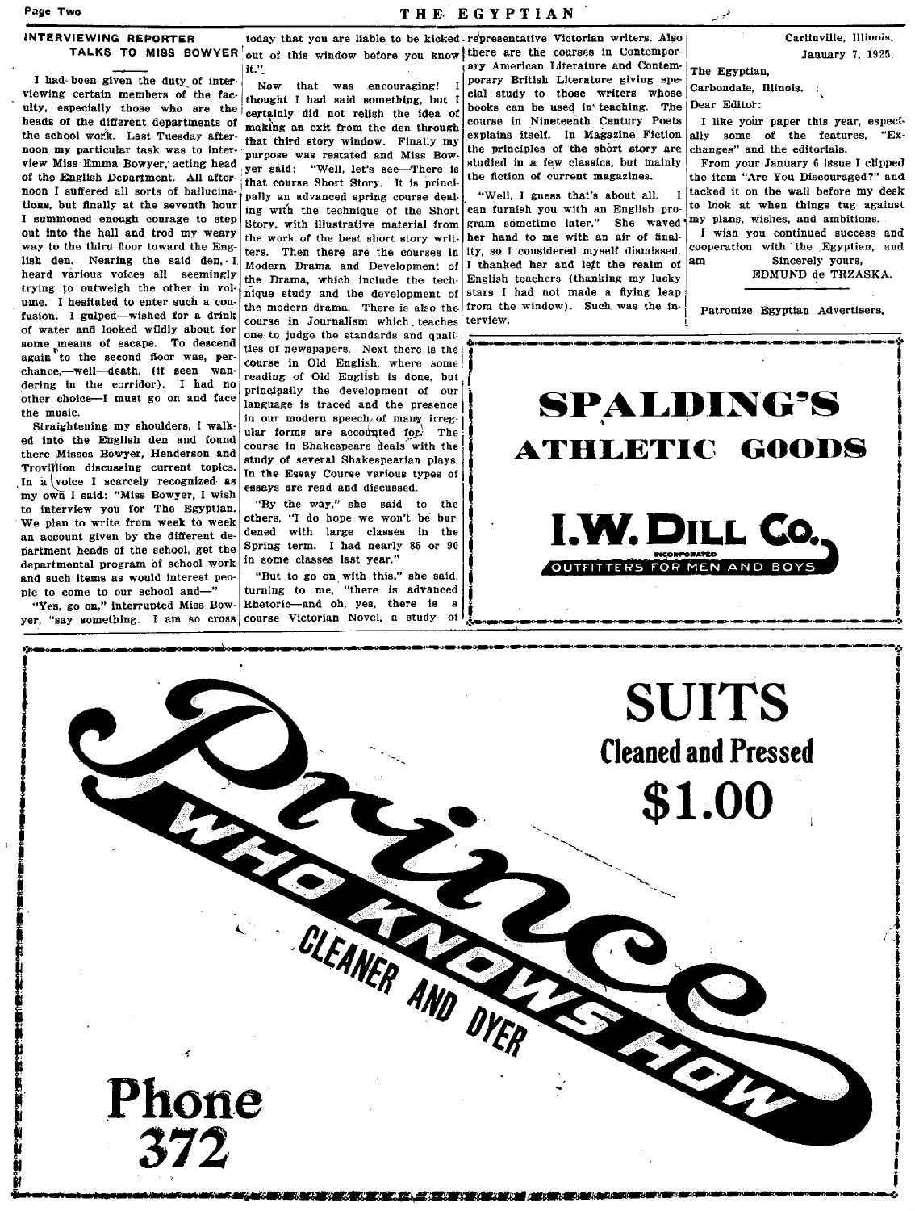## INTERVIEWING REPORTER TALKS TO MISS BOWYER

I had been given the duty of interviewing certain members of the faculty, especially those who are the heads of the different departments of the school work. Last Tuesday afternoon my particular task was to interview Miss Emma Bowyer, acting head of the English Department. All afternoon I suffered all sorts of hallucinations, but finally at the seventh hour I summoned enough courage to step out into the hall and trod my weary way to the third floor toward the English den. Nearing the said den, I heard various voices all seemingly trying to outweigh the other in volume. I hesitated to enter such a confusion. I gulped—wished for a drink of water and looked wildly about for some means of escape. To descend again to the second floor was, perchance,—well—death, (if seen wandering in the corridor). I had no other choice—I must go on and face the music.

Straightening my shoulders, I walked into the English den and found there Misses Bowyer, Henderson and Trovillion discussing current topics. In a voice I scarcely recognized as my own I said: "Miss Bowyer, I wish to interview you for The Egyptian. We plan to write from week to week an account given by the different department heads of the school, get the departmental program of school work and such items as would interest people to come to our school and—"

"Yes, go on," interrupted Miss Bowyer, "say something. I am so cross today that you are liable to be kicked out of this window before you know it."

Now that was encouraging! I thought I had said something, but I certainly did not relish the idea of making an exit from the den through that third story window. Finally my purpose was restated and Miss Bowyer said: "Well, let's see—There is that course Short Story. It is principally an advanced spring course dealing with the technique of the Short Story, with illustrative material from the work of the best short story writers. Then there are the courses in Modern Drama and Development of the Drama, which include the technique study and the development of the modern drama. There is also the course in Journalism which teaches one to judge the standards and qualities of newspapers. Next there is the course in Old English, where some reading of Old English is done, but principally the development of our language is traced and the presence in our modern speech of many irregular forms are accounted for. The course in Shakespeare deals with the study of several Shakespearian plays. In the Essay Course various types of essays are read and discussed.

"By the way," she said to the others, "I do hope we won't be burdened with large classes in the Spring term. I had nearly 85 or 90 in some classes last year."

"But to go on with this," she said, turning to me, "there is advanced Rhetoric—and oh, yes, there is a course Victorian Novel, a study of representative Victorian writers. Also there are the courses in Contemporary American Literature and Contemporary British Literature giving special study to those writers whose books can be used in teaching. The course in Nineteenth Century Poets explains itself. In Magazine Fiction the principles of the short story are studied in a few classics, but mainly the fiction of current magazines.

"Well, I guess that's about all. I can furnish you with an English program sometime later." She waved her hand to me with an air of finality, so I considered myself dismissed. I thanked her and left the realm of English teachers (thanking my lucky stars I had not made a flying leap from the window). Such was the interview.

---

Carlinville, Illinois,
January 7, 1925.

The Egyptian,
Carbondale, Illinois.

Dear Editor:

I like your paper this year, especially some of the features, "Exchanges" and the editorials.

From your January 6 issue I clipped the item "Are You Discouraged?" and tacked it on the wall before my desk to look at when things tug against my plans, wishes, and ambitions.

I wish you continued success and cooperation with the Egyptian, and am

Sincerely yours,
EDMUND de TRZASKA.

Patronize Egyptian Advertisers.

---

**SPALDING'S ATHLETIC GOODS**

**I. W. DILL CO.**
INCORPORATED
OUTFITTERS FOR MEN AND BOYS

---

**Prince WHO KNOWS HOW**
CLEANER AND DYER

**SUITS Cleaned and Pressed $1.00**

**Phone 372**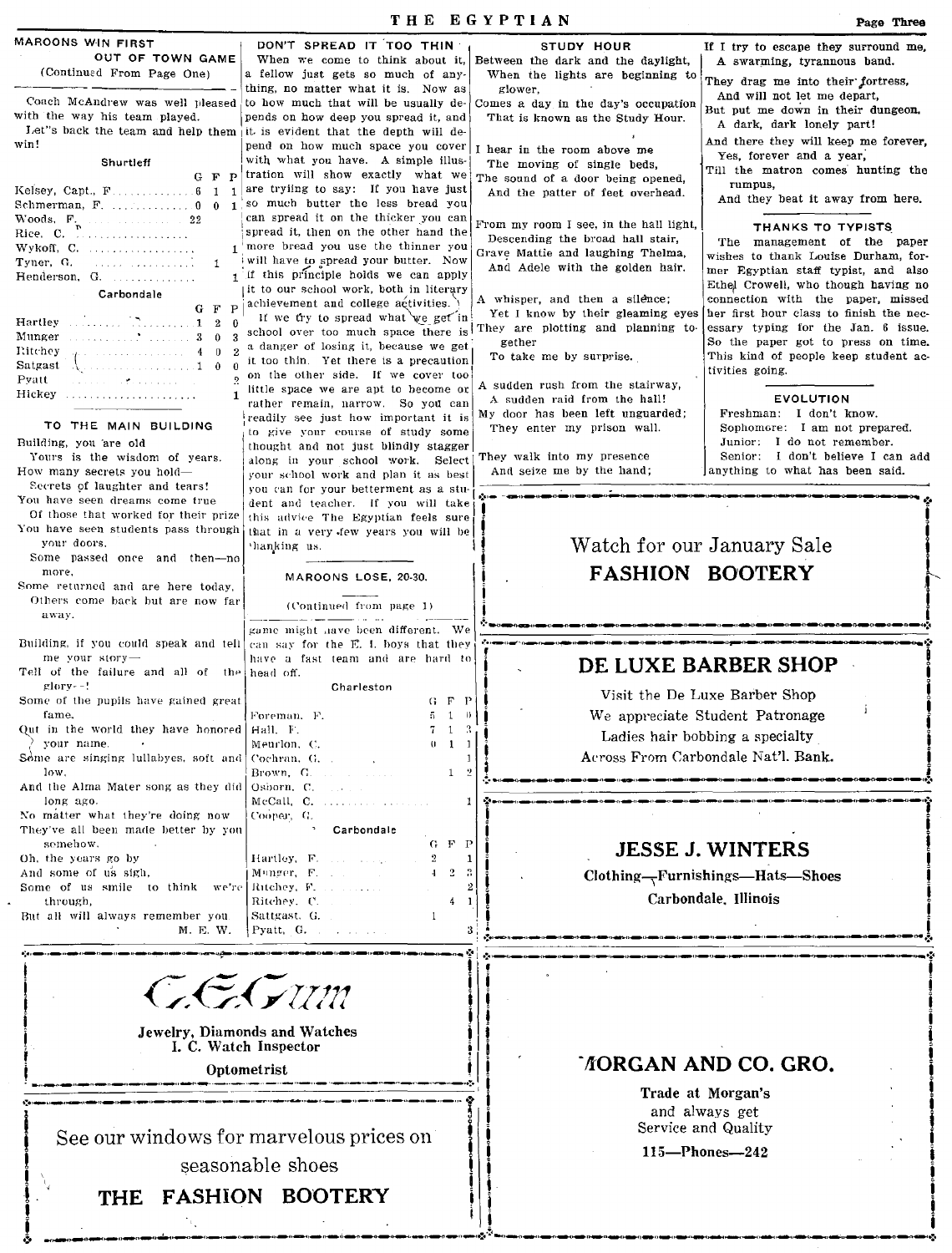## MAROONS WIN FIRST OUT OF TOWN GAME

(Continued From Page One)

Coach McAndrew was well pleased with the way his team played.

Let"s back the team and help them win!

**Shurtleff**

| | G | F | P |
|---|---|---|---|
| Kelsey, Capt., F | 6 | 1 | 1 |
| Schmerman, F. | 0 | 0 | 1 |
| Woods, F. | 22 | | |
| Rice, C. | | | |
| Wykoff, C. | | | 1 |
| Tyner, G. | | 1 | |
| Henderson, G. | | | 1 |

**Carbondale**

| | G | F | P |
|---|---|---|---|
| Hartley | 1 | 2 | 0 |
| Munger | 3 | 0 | 3 |
| Ritchey | 4 | 0 | 2 |
| Satgast | 1 | 0 | 0 |
| Pyatt | | | 2 |
| Hickey | | | 1 |

## TO THE MAIN BUILDING

Building, you are old
Yours is the wisdom of years.
How many secrets you hold—
Secrets of laughter and tears!
You have seen dreams come true
Of those that worked for their prize
You have seen students pass through your doors.
Some passed once and then—no more,
Some returned and are here today.
Others come back but are now far away.

Building, if you could speak and tell me your story—
Tell of the failure and all of the glory—!
Some of the pupils have gained great fame,
Out in the world they have honored your name.
Some are singing lullabyes, soft and low,
And the Alma Mater song as they did long ago.
No matter what they're doing now
They've all been made better by you somehow.
Oh, the years go by
And some of us sigh,
Some of us smile to think we're through,
But all will always remember you

M. E. W.

## DON'T SPREAD IT TOO THIN

When we come to think about it, a fellow just gets so much of anything, no matter what it is. Now as to how much that will be usually depends on how deep you spread it, and it is evident that the depth will depend on how much space you cover with what you have. A simple illustration will show exactly what we are trying to say: If you have just so much butter the less bread you can spread it on the thicker you can spread it, then on the other hand the more bread you use the thinner you will have to spread your butter. Now if this principle holds we can apply it to our school work, both in literary achievement and college activities.

If we try to spread what we get in school over too much space there is a danger of losing it, because we get it too thin. Yet there is a precaution on the other side. If we cover too little space we are apt to become or rather remain, narrow. So you can readily see just how important it is to give your course of study some thought and not just blindly stagger along in your school work. Select your school work and plan it as best you can for your betterment as a student and teacher. If you will take this advice The Egyptian feels sure that in a very few years you will be thanking us.

## MAROONS LOSE, 20-30.

(Continued from page 1)

game might have been different. We can say for the E. I. boys that they have a fast team and are hard to head off.

**Charleston**

| | G | F | P |
|---|---|---|---|
| Foreman, F. | 5 | 1 | 0 |
| Hall, F. | 7 | 1 | 3 |
| Meurlon, C. | 0 | 1 | 1 |
| Cochran, G. | | | 1 |
| Brown, G. | | 1 | 2 |
| Osborn, C. | | | |
| McCall, C. | | | 1 |
| Cooper, G. | | | |

**Carbondale**

| | G | F | P |
|---|---|---|---|
| Hartley, F. | 2 | | 1 |
| Munger, F. | 4 | 2 | 3 |
| Ritchey, F. | | | 2 |
| Ritchey, C. | | 4 | 1 |
| Sattgast, G. | 1 | | |
| Pyatt, G. | | | 3 |

## STUDY HOUR

Between the dark and the daylight,
When the lights are beginning to glower,
Comes a day in the day's occupation
That is known as the Study Hour.

I hear in the room above me
The moving of single beds,
The sound of a door being opened,
And the patter of feet overhead.

From my room I see, in the hall light,
Descending the broad hall stair,
Grave Mattie and laughing Thelma,
And Adele with the golden hair.

A whisper, and then a silence;
Yet I know by their gleaming eyes
They are plotting and planning together
To take me by surprise.

A sudden rush from the stairway,
A sudden raid from the hall!
My door has been left unguarded;
They enter my prison wall.

They walk into my presence
And seize me by the hand;
If I try to escape they surround me,
A swarming, tyrannous band.

They drag me into their fortress,
And will not let me depart,
But put me down in their dungeon,
A dark, dark lonely part!

And there they will keep me forever,
Yes, forever and a year,
Till the matron comes hunting the rumpus,
And they beat it away from here.

## THANKS TO TYPISTS

The management of the paper wishes to thank Louise Durham, former Egyptian staff typist, and also Ethel Crowell, who though having no connection with the paper, missed her first hour class to finish the necessary typing for the Jan. 6 issue. So the paper got to press on time. This kind of people keep student activities going.

## EVOLUTION

Freshman: I don't know.
Sophomore: I am not prepared.
Junior: I do not remember.
Senior: I don't believe I can add anything to what has been said.

---

Watch for our January Sale
**FASHION BOOTERY**

---

**DE LUXE BARBER SHOP**

Visit the De Luxe Barber Shop
We appreciate Student Patronage
Ladies hair bobbing a specialty
Across From Carbondale Nat'l. Bank.

---

**JESSE J. WINTERS**

**Clothing—Furnishings—Hats—Shoes**
**Carbondale, Illinois**

---

*C. E. Gum*

**Jewelry, Diamonds and Watches**
**I. C. Watch Inspector**
**Optometrist**

---

See our windows for marvelous prices on seasonable shoes
**THE FASHION BOOTERY**

---

**MORGAN AND CO. GRO.**

**Trade at Morgan's**
and always get
Service and Quality
**115—Phones—242**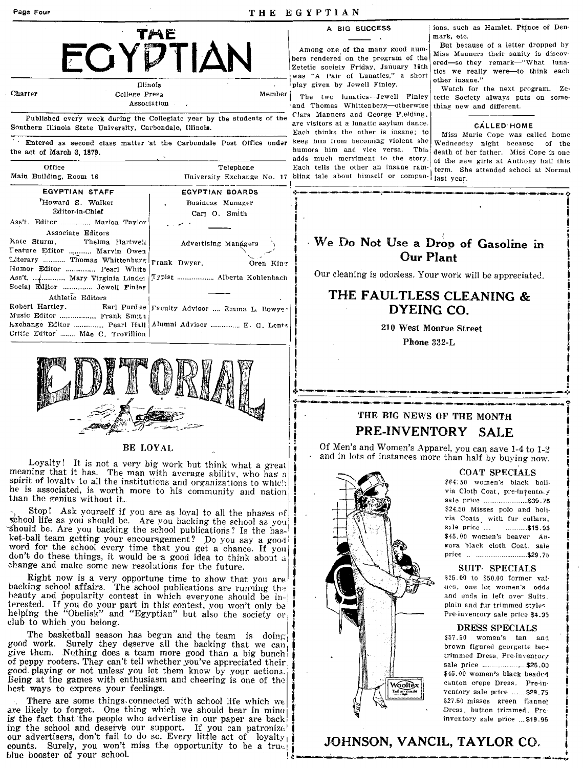# THE EGYPTIAN

Charter — Illinois College Press Association — Member

Published every week during the Collegiate year by the students of the Southern Illinois State University, Carbondale, Illinois.

Entered as second class matter at the Carbondale Post Office under the act of March 3, 1879.

| Office | Telephone |
|---|---|
| Main Building, Room 16 | University Exchange No. 17 |

| EGYPTIAN STAFF | EGYPTIAN BOARDS |
|---|---|
| Howard S. Walker, Editor-in-Chief | Business Manager: Carl O. Smith |
| Ass't. Editor ............... Marion Taylor | |
| Associate Editors: Kate Sturm, Thelma Hartwell | Advertising Managers |
| Feature Editor ........... Marvin Owen | |
| Literary ........... Thomas Whittenburg | Frank Dwyer, Oren King |
| Humor Editor ............... Pearl White | |
| Ass't. ............... Mary Virginia Lindel | Typist ................... Alberta Kohlenbach |
| Social Editor ............... Jewell Finley | |
| Athletic Editors: Robert Hartley, Earl Purdue | Faculty Advisor .... Emma L. Bowyer |
| Music Editor .................... Frank Smith | |
| Exchange Editor ............... Pearl Hall | Alumni Advisor ............... E. G. Lentz |
| Critic Editor ........ Mae C. Trovillion | |

## EDITORIAL

### BE LOYAL

Loyalty! It is not a very big work but think what a great meaning that it has. The man with average ability, who has a spirit of loyalty to all the institutions and organizations to which he is associated, is worth more to his community and nation than the genius without it.

Stop! Ask yourself if you are as loyal to all the phases of school life as you should be. Are you backing the school as you should be. Are you backing the school publications? Is the basket-ball team getting your encouragement? Do you say a good word for the school every time that you get a chance. If you don't do these things, it would be a good idea to think about a change and make some new resolutions for the future.

Right now is a very opportune time to show that you are backing school affairs. The school publications are running the beauty and popularity contest in which everyone should be interested. If you do your part in this contest, you won't only be helping the "Obelisk" and "Egyptian" but also the society or club to which you belong.

The basketball season has begun and the team is doing good work. Surely they deserve all the backing that we can give them. Nothing does a team more good than a big bunch of peppy rooters. They can't tell whether you've appreciated their good playing or not unless you let them know by your actions. Being at the games with enthusiasm and cheering is one of the best ways to express your feelings.

There are some things connected with school life which we are likely to forget. One thing which we should bear in mind is the fact that the people who advertise in our paper are backing the school and deserve our support. If you can patronize our advertisers, don't fail to do so. Every little act of loyalty counts. Surely, you won't miss the opportunity to be a true blue booster of your school.

### A BIG SUCCESS

Among one of the many good numbers rendered on the program of the Zetetic society Friday, January 16th was "A Pair of Lunatics," a short play given by Jewell Finley.

The two lunatics—Jewell Finley and Thomas Whittenberg—otherwise Clara Manners and George Fielding, are visitors at a lunatic asylum dance. Each thinks the other is insane; to keep him from becoming violent she humors him and vice versa. This adds much merriment to the story. Each tells the other an insane rambling tale about himself or companions, such as Hamlet, Prince of Denmark, etc.

But because of a letter dropped by Miss Manners their sanity is discovered—so they remark—"What lunatics we really were—to think each other insane."

Watch for the next program. Zetetic Society always puts on something new and different.

### CALLED HOME

Miss Marie Cope was called home Wednesday night because of the death of her father. Miss Cope is one of the new girls at Anthony hall this term. She attended school at Normal last year.

---

**We Do Not Use a Drop of Gasoline in Our Plant**

Our cleaning is odorless. Your work will be appreciated.

**THE FAULTLESS CLEANING & DYEING CO.**

210 West Monroe Street

Phone 332-L

---

THE BIG NEWS OF THE MONTH

**PRE-INVENTORY SALE**

Of Men's and Women's Apparel, you can save 1-4 to 1-2 and in lots of instances more than half by buying now.

**COAT SPECIALS**

$64.50 women's black bolivia Cloth Coat, pre-inventory sale price ....................$39.75

$24.50 Misses polo and bolivia Coats, with fur collars, sale price ....................$15.95

$45.00 women's beaver Angora black cloth Coat, sale price ....................$29.75

**SUIT SPECIALS**

$25.00 to $50.00 former values, one lot women's odds and ends in left over Suits, plain and fur trimmed styles Pre-inventory sale price $4.95

**DRESS SPECIALS**

$57.50 women's tan and brown figured georgette lace trimmed Dress, Pre-inventory sale price ....................$25.00

$45.00 women's black beaded canton crepe Dress. Pre-inventory sale price ........$29.75

$27.50 misses green flannel Dress, button trimmed. Pre-inventory sale price ....$19.95

Wooltex Tailor-made

**JOHNSON, VANCIL, TAYLOR CO.**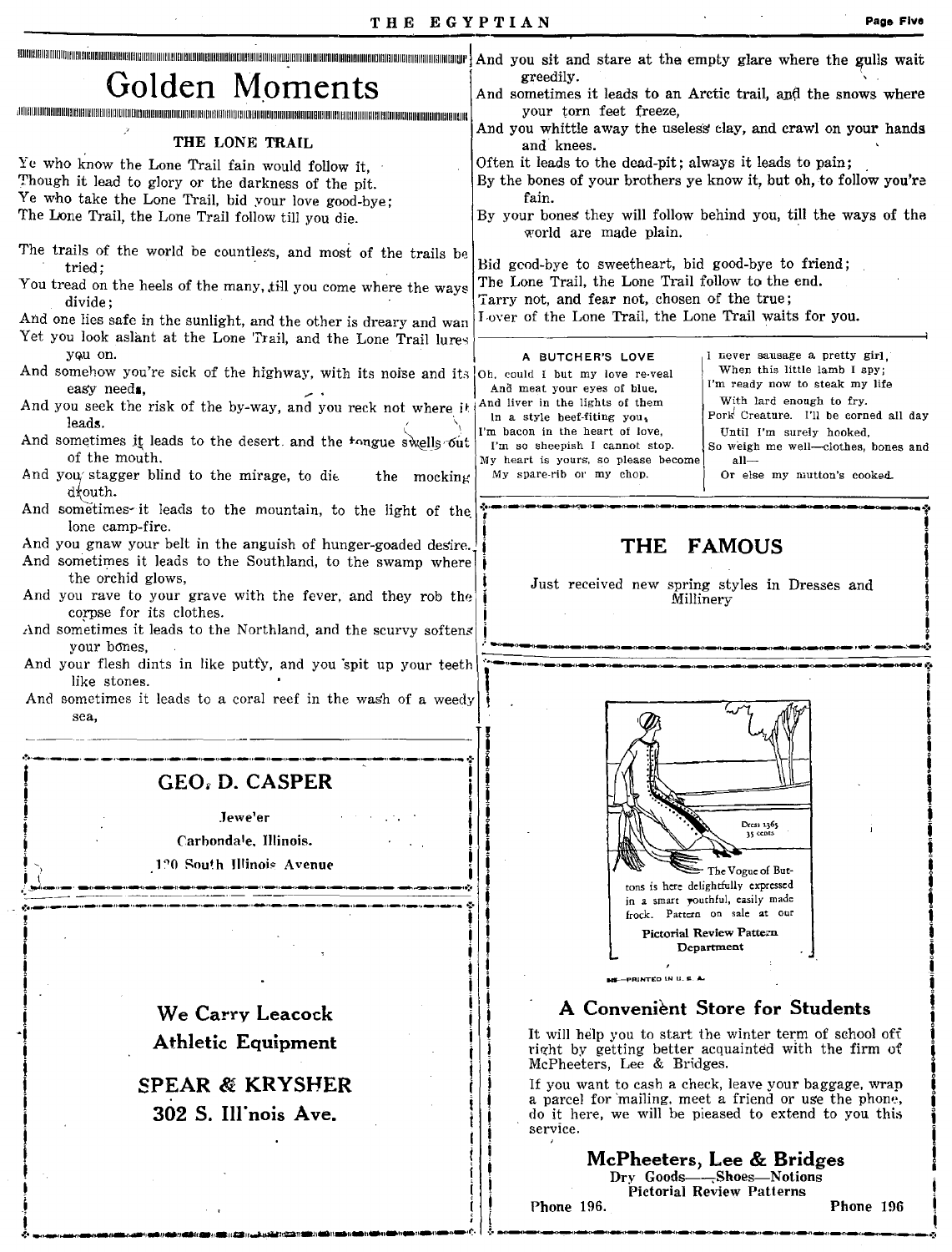# Golden Moments

### THE LONE TRAIL

Ye who know the Lone Trail fain would follow it,
Though it lead to glory or the darkness of the pit.
Ye who take the Lone Trail, bid your love good-bye;
The Lone Trail, the Lone Trail follow till you die.

The trails of the world be countless, and most of the trails be tried;
You tread on the heels of the many, till you come where the ways divide;
And one lies safe in the sunlight, and the other is dreary and wan
Yet you look aslant at the Lone Trail, and the Lone Trail lures you on.
And somehow you're sick of the highway, with its noise and its easy needs,
And you seek the risk of the by-way, and you reck not where it leads.
And sometimes it leads to the desert. and the tongue swells out of the mouth.
And you stagger blind to the mirage, to die the mocking drouth.
And sometimes it leads to the mountain, to the light of the lone camp-fire.
And you gnaw your belt in the anguish of hunger-goaded desire.
And sometimes it leads to the Southland, to the swamp where the orchid glows,
And you rave to your grave with the fever, and they rob the corpse for its clothes.
And sometimes it leads to the Northland, and the scurvy softens your bones,
And your flesh dints in like putty, and you spit up your teeth like stones.
And sometimes it leads to a coral reef in the wash of a weedy sea,
And you sit and stare at the empty glare where the gulls wait greedily.
And sometimes it leads to an Arctic trail, and the snows where your torn feet freeze,
And you whittle away the useless clay, and crawl on your hands and knees.
Often it leads to the dead-pit; always it leads to pain;
By the bones of your brothers ye know it, but oh, to follow you're fain.
By your bones they will follow behind you, till the ways of the world are made plain.

Bid good-bye to sweetheart, bid good-bye to friend;
The Lone Trail, the Lone Trail follow to the end.
Tarry not, and fear not, chosen of the true;
Lover of the Lone Trail, the Lone Trail waits for you.

### A BUTCHER'S LOVE

Oh, could I but my love re-veal
And meat your eyes of blue,
And liver in the lights of them
In a style beef-fiting you,
I'm bacon in the heart of love,
I'm so sheepish I cannot stop.
My heart is yours, so please become
My spare-rib or my chop.

I never sausage a pretty girl,
When this little lamb I spy;
I'm ready now to steak my life
With lard enough to fry.
Pork Creature. I'll be corned all day
Until I'm surely hooked,
So weigh me well—clothes, bones and all—
Or else my mutton's cooked.

---

## GEO. D. CASPER

Jeweler
Carbondale, Illinois.
120 South Illinois Avenue

---

## We Carry Leacock Athletic Equipment

## SPEAR & KRYSHER
## 302 S. Illinois Ave.

---

## THE FAMOUS

Just received new spring styles in Dresses and Millinery

---

Dress 1365
35 cents

The Vogue of Buttons is here delightfully expressed in a smart youthful, easily made frock. Pattern on sale at our

Pictorial Review Pattern Department

PRINTED IN U. S. A.

## A Convenient Store for Students

It will help you to start the winter term of school off right by getting better acquainted with the firm of McPheeters, Lee & Bridges.

If you want to cash a check, leave your baggage, wrap a parcel for mailing, meet a friend or use the phone, do it here, we will be pleased to extend to you this service.

## McPheeters, Lee & Bridges

Dry Goods—Shoes—Notions
Pictorial Review Patterns

Phone 196. Phone 196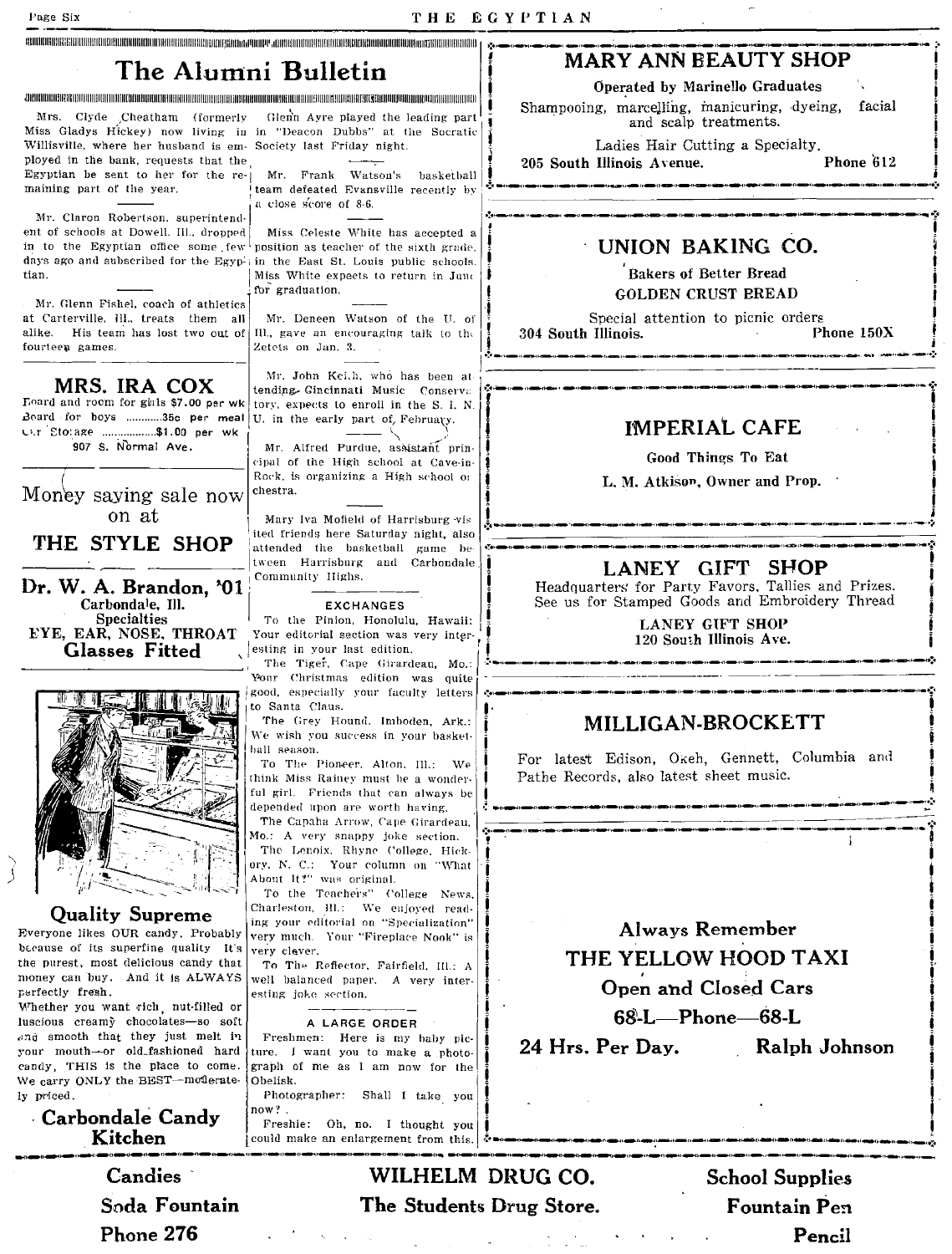# The Alumni Bulletin

Mrs. Clyde Cheatham (formerly Miss Gladys Hickey) now living in Willisville, where her husband is employed in the bank, requests that the Egyptian be sent to her for the remaining part of the year.

Mr. Claron Robertson, superintendent of schools at Dowell, Ill., dropped in to the Egyptian office some few days ago and subscribed for the Egyptian.

Mr. Glenn Fishel, coach of athletics at Carterville, Ill., treats them all alike. His team has lost two out of fourteen games.

Glenn Ayre played the leading part in "Deacon Dubbs" at the Socratic Society last Friday night.

Mr. Frank Watson's basketball team defeated Evansville recently by a close score of 8-6.

Miss Celeste White has accepted a position as teacher of the sixth grade, in the East St. Louis public schools. Miss White expects to return in June for graduation.

Mr. Deneen Watson of the U. of Ill., gave an encouraging talk to the Zetets on Jan. 3.

Mr. John Keith, who has been attending Gincinnati Music Conservatory, expects to enroll in the S. I. N. U. in the early part of February.

Mr. Alfred Purdue, assistant principal of the High school at Cave-in-Rock, is organizing a High school orchestra.

Mary Iva Mofield of Harrisburg visited friends here Saturday night, also attended the basketball game between Harrisburg and Carbondale Community Highs.

### EXCHANGES

To the Pinion, Honolulu, Hawaii: Your editorial section was very interesting in your last edition.

The Tiger, Cape Girardeau, Mo.: Your Christmas edition was quite good, especially your faculty letters to Santa Claus.

The Grey Hound, Imboden, Ark.: We wish you success in your basketball season.

To The Pioneer, Alton, Ill.: We think Miss Rainey must be a wonderful girl. Friends that can always be depended upon are worth having.

The Capaha Arrow, Cape Girardeau, Mo.: A very snappy joke section.

The Lenoix, Rhyne College, Hickory, N. C.: Your column on "What About It?" was original.

To the Teachers' College News, Charleston, Ill.: We enjoyed reading your editorial on "Specialization" very much. Your "Fireplace Nook" is very clever.

To The Reflector, Fairfield, Ill.: A well balanced paper. A very interesting joke section.

### A LARGE ORDER

Freshmen: Here is my baby picture. I want you to make a photograph of me as I am now for the Obelisk.

Photographer: Shall I take you now?

Freshie: Oh, no. I thought you could make an enlargement from this.

---

## MRS. IRA COX

Board and room for girls $7.00 per wk
Board for boys ............35c per meal
Car Storage ..................$1.00 per wk
907 S. Normal Ave.

---

Money saving sale now on at

## THE STYLE SHOP

---

## Dr. W. A. Brandon, '01

Carbondale, Ill.
Specialties
EYE, EAR, NOSE, THROAT
**Glasses Fitted**

---

## Quality Supreme

Everyone likes OUR candy. Probably because of its superfine quality. It's the purest, most delicious candy that money can buy. And it is ALWAYS perfectly fresh.

Whether you want rich, nut-filled or luscious creamy chocolates—so soft and smooth that they just melt in your mouth—or old-fashioned hard candy, THIS is the place to come. We carry ONLY the BEST—moderately priced.

## Carbondale Candy Kitchen

---

## MARY ANN BEAUTY SHOP

**Operated by Marinello Graduates**

Shampooing, marcelling, manicuring, dyeing, facial and scalp treatments.

Ladies Hair Cutting a Specialty.

**205 South Illinois Avenue. Phone 612**

---

## UNION BAKING CO.

**Bakers of Better Bread**
**GOLDEN CRUST BREAD**

Special attention to picnic orders
**304 South Illinois. Phone 150X**

---

## IMPERIAL CAFE

**Good Things To Eat**
**L. M. Atkison, Owner and Prop.**

---

## LANEY GIFT SHOP

Headquarters for Party Favors, Tallies and Prizes.
See us for Stamped Goods and Embroidery Thread

**LANEY GIFT SHOP**
**120 South Illinois Ave.**

---

## MILLIGAN-BROCKETT

For latest Edison, Okeh, Gennett, Columbia and Pathe Records, also latest sheet music.

---

**Always Remember**

## THE YELLOW HOOD TAXI

**Open and Closed Cars**

**68-L—Phone—68-L**

**24 Hrs. Per Day. Ralph Johnson**

---

**Candies**
**Soda Fountain**
**Phone 276**

## WILHELM DRUG CO.

**The Students Drug Store.**

**School Supplies**
**Fountain Pen**
**Pencil**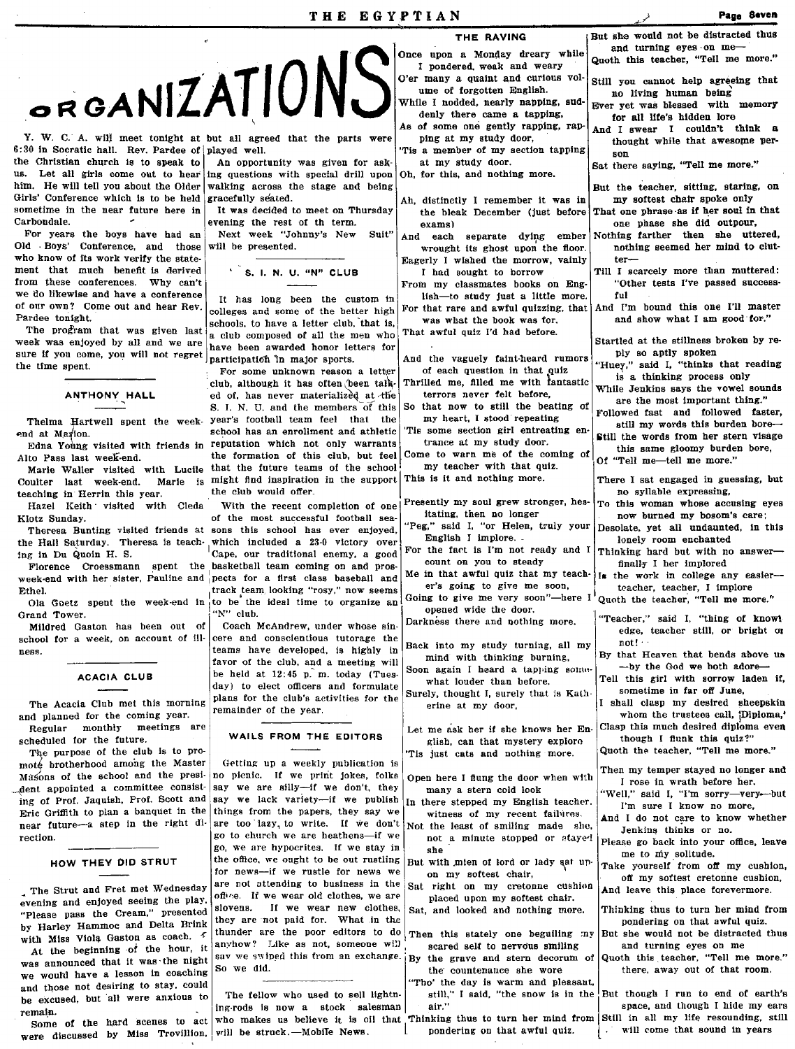# ORGANIZATIONS

Y. W. C. A. will meet tonight at 6:30 in Socratic hall. Rev. Pardee of the Christian church is to speak to us. Let all girls come out to hear him. He will tell you about the Older Girls' Conference which is to be held sometime in the near future here in Carbondale.

For years the boys have had an Old Boys' Conference, and those who know of its work verify the statement that much benefit is derived from these conferences. Why can't we do likewise and have a conference of our own? Come out and hear Rev. Pardee tonight.

The program that was given last week was enjoyed by all and we are sure if you come, you will not regret the time spent.

## ANTHONY HALL

Thelma Hartwell spent the week-end at Marion.

Edna Young visited with friends in Alto Pass last week-end.

Marie Waller visited with Lucile Coulter last week-end. Marie is teaching in Herrin this year.

Hazel Keith visited with Cleda Klotz Sunday.

Theresa Bunting visited friends at the Hall Saturday. Theresa is teaching in Du Quoin H. S.

Florence Croessmann spent the week-end with her sister, Pauline and Ethel.

Ola Goetz spent the week-end in Grand Tower.

Mildred Gaston has been out of school for a week, on account of illness.

## ACACIA CLUB

The Acacia Club met this morning and planned for the coming year.

Regular monthly meetings are scheduled for the future.

The purpose of the club is to promote brotherhood among the Master Masons of the school and the president appointed a committee consisting of Prof. Jaquish, Prof. Scott and Eric Griffith to plan a banquet in the near future—a step in the right direction.

## HOW THEY DID STRUT

The Strut and Fret met Wednesday evening and enjoyed seeing the play, "Please pass the Cream," presented by Harley Hammoc and Delta Brink with Miss Viola Gaston as coach.

At the beginning of the hour, it was announced that it was the night we would have a lesson in coaching and those not desiring to stay, could be excused, but all were anxious to remain.

Some of the hard scenes to act were discussed by Miss Trovillion, but all agreed that the parts were played well.

An opportunity was given for asking questions with special drill upon walking across the stage and being gracefully seated.

It was decided to meet on Thursday evening the rest of th term.

Next week "Johnny's New Suit" will be presented.

## S. I. N. U. "N" CLUB

It has long been the custom in colleges and some of the better high schools, to have a letter club, that is, a club composed of all the men who have been awarded honor letters for participation in major sports.

For some unknown reason a letter club, although it has often been talked of, has never materialized at the S. I. N. U. and the members of this year's football team feel that the school has an enrollment and athletic reputation which not only warrants the formation of this club, but feel that the future teams of the school might find inspiration in the support the club would offer.

With the recent completion of one of the most successful football seasons this school has ever enjoyed, which included a 23-0 victory over Cape, our traditional enemy, a good basketball team coming on and prospects for a first class baseball and track team looking "rosy," now seems to be the ideal time to organize an "N" club.

Coach McAndrew, under whose sincere and conscientious tutorage the teams have developed, is highly in favor of the club, and a meeting will be held at 12:45 p. m. today (Tuesday) to elect officers and formulate plans for the club's activities for the remainder of the year.

## WAILS FROM THE EDITORS

Getting up a weekly publication is no picnic. If we print jokes, folks say we are silly—if we don't, they say we lack variety—if we publish things from the papers, they say we are too lazy to write. If we don't go to church we are heathens—if we go, we are hypocrites. If we stay in the office, we ought to be out rustling for news—if we rustle for news we are not attending to business in the office. If we wear old clothes, we are slovens. If we wear new clothes, they are not paid for. What in the thunder are the poor editors to do anyhow? Like as not, someone will say we swiped this from an exchange. So we did.

The fellow who used to sell lightning-rods is now a stock salesman who makes us believe it is oil that will be struck.—Mobile News.

## THE RAVING

Once upon a Monday dreary while
I pondered, weak and weary
O'er many a quaint and curious volume of forgotten English.
While I nodded, nearly napping, suddenly there came a tapping,
As of some one gently rapping, rapping at my study door,
'Tis a member of my section tapping at my study door.
Oh, for this, and nothing more.

Ah, distinctly I remember it was in the bleak December (just before exams)
And each separate dying ember wrought its ghost upon the floor.
Eagerly I wished the morrow, vainly I had sought to borrow
From my classmates books on English—to study just a little more.
For that rare and awful quizzing, that was what the book was for.
That awful quiz I'd had before.

And the vaguely faint-heard rumors of each question in that quiz
Thrilled me, filled me with fantastic terrors never felt before,
So that now to still the beating of my heart, I stood repeating
'Tis some section girl entreating entrance at my study door.
Come to warn me of the coming of my teacher with that quiz.
This is it and nothing more.

Presently my soul grew stronger, hesitating, then no longer
"Peg," said I, "or Helen, truly your English I implore.
For the fact is I'm not ready and I count on you to steady
Me in that awful quiz that my teacher's going to give me soon,
Going to give me very soon"—here I opened wide the door.
Darkness there and nothing more.

Back into my study turning, all my mind with thinking burning,
Soon again I heard a tapping somewhat louder than before.
Surely, thought I, surely that is Katherine at my door,

Let me ask her if she knows her English, can that mystery explore
'Tis just cats and nothing more.

Open here I flung the door when with many a stern cold look
In there stepped my English teacher, witness of my recent failures.
Not the least of smiling made she, not a minute stopped or stayed she
But with mien of lord or lady sat upon my softest chair,
Sat right on my cretonne cushion placed upon my softest chair.
Sat, and looked and nothing more.

Then this stately one beguiling my scared self to nervous smiling
By the grave and stern decorum of the countenance she wore
"Tho' the day is warm and pleasant, still," I said, "the snow is in the air."
Thinking thus to turn her mind from pondering on that awful quiz.
But she would not be distracted thus and turning eyes on me—
Quoth this teacher, "Tell me more."

Still you cannot help agreeing that no living human being
Ever yet was blessed with memory for all life's hidden lore
And I swear I couldn't think a thought while that awesome person
Sat there saying, "Tell me more."

But the teacher, sitting, staring, on my softest chair spoke only
That one phrase as if her soul in that one phase she did outpour,
Nothing farther then she uttered, nothing seemed her mind to clutter—
Till I scarcely more than muttered: "Other tests I've passed successful
And I'm bound this one I'll master and show what I am good for."

Startled at the stillness broken by reply so aptly spoken
"Huey," said I, "thinks that reading is a thinking process only
While Jenkins says the vowel sounds are the most important thing."
Followed fast and followed faster, still my words this burden bore—
Still the words from her stern visage this same gloomy burden bore,
Of "Tell me—tell me more."

There I sat engaged in guessing, but no syllable expressing,
To this woman whose accusing eyes now burned my bosom's care;
Desolate, yet all undaunted, in this lonely room enchanted
Thinking hard but with no answer—finally I her implored
Is the work in college any easier—teacher, teacher, I implore
Quoth the teacher, "Tell me more."

"Teacher," said I, "thing of knowt edge, teacher still, or bright or not!
By that Heaven that bends above us —by the God we both adore—
Tell this girl with sorrow laden if, sometime in far off June,
I shall clasp my desired sheepskin whom the trustees call, 'Diploma,'
Clasp this much desired diploma even though I flunk this quiz?"
Quoth the teacher, "Tell me more."

Then my temper stayed no longer and I rose in wrath before her.
"Well," said I, "I'm sorry—very—but I'm sure I know no more,
And I do not care to know whether Jenkins thinks or no.
Please go back into your office, leave me to my solitude.
Take yourself from off my cushion, off my softest cretonne cushion,
And leave this place forevermore.

Thinking thus to turn her mind from pondering on that awful quiz.
But she would not be distracted thus and turning eyes on me
Quoth this teacher, "Tell me more." there, away out of that room.

But though I run to end of earth's space, and though I hide my ears
Still in all my life resounding, still will come that sound in years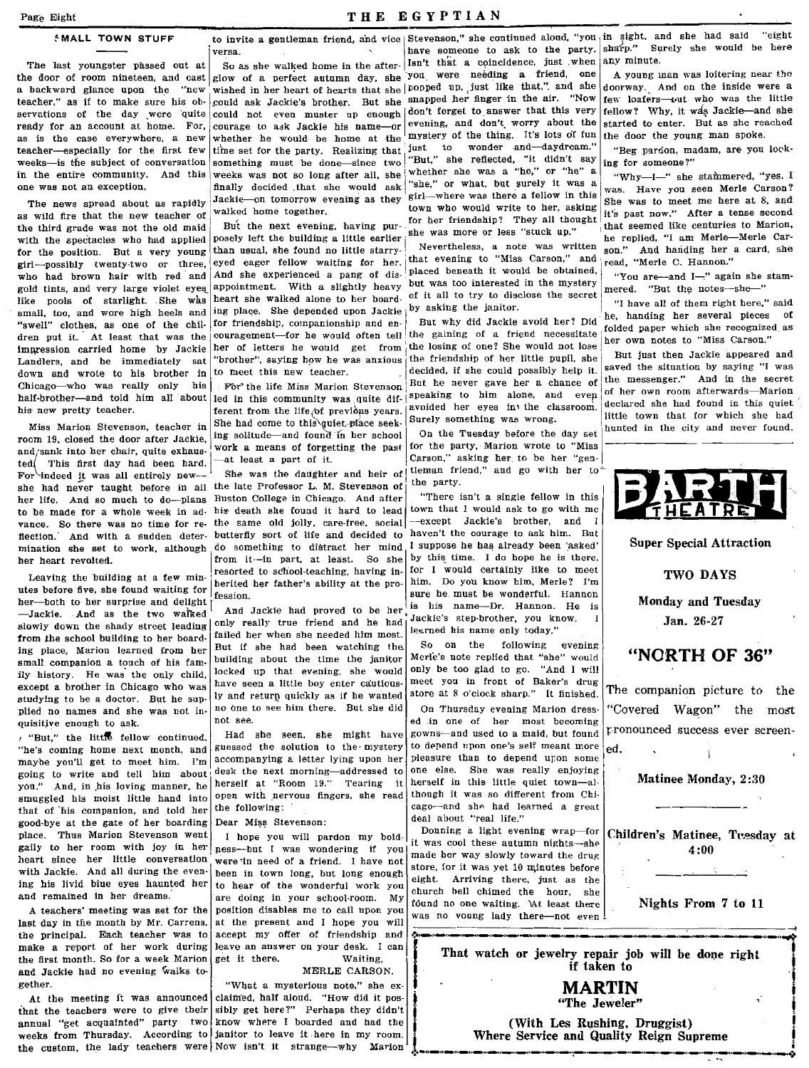## SMALL TOWN STUFF

The last youngster passed out at the door of room nineteen, and cast a backward glance upon the "new teacher," as if to make sure his observations of the day were quite ready for an account at home. For, as is the case everywhere, a new teacher—especially for the first few weeks—is the subject of conversation in the entire community. And this one was not an exception.

The news spread about as rapidly as wild fire that the new teacher of the third grade was not the old maid with the spectacles who had applied for the position. But a very young girl—possibly twenty-two or three, who had brown hair with red and gold tints, and very large violet eyes like pools of starlight. She was small, too, and wore high heels and "swell" clothes, as one of the children put it. At least that was the impression carried home by Jackie Landlers, and he immediately sat down and wrote to his brother in Chicago—who was really only his half-brother—and told him all about his new pretty teacher.

Miss Marion Stevenson, teacher in room 19, closed the door after Jackie, and sank into her chair, quite exhausted. This first day had been hard. For indeed it was all entirely new—she had never taught before in all her life. And so much to do—plans to be made for a whole week in advance. So there was no time for reflection. And with a sudden determination she set to work, although her heart revolted.

Leaving the building at a few minutes before five, she found waiting for her—both to her surprise and delight—Jackie. And as the two walked slowly down the shady street leading from the school building to her boarding place, Marion learned from her small companion a touch of his family history. He was the only child, except a brother in Chicago who was studying to be a doctor. But he supplied no names and she was not inquisitive enough to ask.

"But," the little fellow continued, "he's coming home next month, and maybe you'll get to meet him. I'm going to write and tell him about you." And, in his loving manner, he smuggled his moist little hand into that of his companion, and told her good-bye at the gate of her boarding place. Thus Marion Stevenson went gaily to her room with joy in her heart since her little conversation with Jackie. And all during the evening his livid blue eyes haunted her and remained in her dreams.

A teachers' meeting was set for the last day in the month by Mr. Carrens, the principal. Each teacher was to make a report of her work during the first month. So for a week Marion and Jackie had no evening walks together.

At the meeting it was announced that the teachers were to give their annual "get acquainted" party two weeks from Thursday. According to the custom, the lady teachers were to invite a gentleman friend, and vice versa.

So as she walked home in the afterglow of a perfect autumn day, she wished in her heart of hearts that she could ask Jackie's brother. But she could not even muster up enough courage to ask Jackie his name—or whether he would be home at the time set for the party. Realizing that something must be done—since two weeks was not so long after all, she finally decided that she would ask Jackie—on tomorrow evening as they walked home together.

But the next evening, having purposely left the building a little earlier than usual, she found no little starry-eyed eager fellow waiting for her. And she experienced a pang of disappointment. With a slightly heavy heart she walked alone to her boarding place. She depended upon Jackie for friendship, companionship and encouragement—for he would often tell her of letters he would get from "brother", saying how he was anxious to meet this new teacher.

For the life Miss Marion Stevenson led in this community was quite different from the life of previous years. She had come to this quiet place seeking solitude—and found in her school work a means of forgetting the past—at least a part of it.

She was the daughter and heir of the late Professor L. M. Stevenson of Buston College in Chicago. And after his death she found it hard to lead the same old jolly, care-free, social butterfly sort of life and decided to do something to distract her mind from it—in part, at least. So she resorted to school-teaching, having inherited her father's ability at the profession.

And Jackie had proved to be her only really true friend and he had failed her when she needed him most. But if she had been watching the building about the time the janitor locked up that evening, she would have seen a little boy enter cautiously and return quickly as if he wanted no one to see him there. But she did not see.

Had she seen, she might have guessed the solution to the mystery accompanying a letter lying upon her desk the next morning—addressed to herself at "Room 19." Tearing it open with nervous fingers, she read the following:

Dear Miss Stevenson:

I hope you will pardon my boldness—but I was wondering if you were in need of a friend. I have not been in town long, but long enough to hear of the wonderful work you are doing in your school-room. My position disables me to call upon you at the present and I hope you will accept my offer of friendship and leave an answer on your desk. I can get it there. Waiting,

MERLE CARSON.

"What a mysterious note," she exclaimed, half aloud. "How did it possibly get here?" Perhaps they didn't know where I boarded and had the janitor to leave it here in my room. Now isn't it strange—why Marion Stevenson," she continued aloud, "you have someone to ask to the party. Isn't that a coincidence, just when you were needing a friend, one popped up, just like that," and she snapped her finger in the air. "Now don't forget to answer that this very evening, and don't worry about the mystery of the thing. It's lots of fun just to wonder and—daydream." "But," she reflected, "it didn't say whether she was a "he," or "he" a "she," or what, but surely it was a girl—where was there a fellow in this town who would write to her, asking for her friendship? They all thought she was more or less "stuck up."

Nevertheless, a note was written that evening to "Miss Carson," and placed beneath it would be obtained, but was too interested in the mystery of it all to try to disclose the secret by asking the janitor.

But why did Jackie avoid her? Did the gaining of a friend necessitate the losing of one? She would not lose the friendship of her little pupil, she decided, if she could possibly help it. But he never gave her a chance of speaking to him alone, and even avoided her eyes in the classroom. Surely something was wrong.

On the Tuesday before the day set for the party, Marion wrote to "Miss Carson," asking her to be her "gentleman friend," and go with her to the party.

"There isn't a single fellow in this town that I would ask to go with me—except Jackie's brother, and I haven't the courage to ask him. But I suppose he has already been 'asked' by this time. I do hope he is there, for I would certainly like to meet him. Do you know him, Merle? I'm sure he must be wonderful. Hannon is his name—Dr. Hannon. He is Jackie's step-brother, you know. I learned his name only today."

So on the following evening Merle's note replied that "she" would only be too glad to go. "And I will meet you in front of Baker's drug store at 8 o'clock sharp." It finished.

On Thursday evening Marion dressed in one of her most becoming gowns—and used to a maid, but found to depend upon one's self meant more pleasure than to depend upon some one else. She was really enjoying herself in this little quiet town—although it was so different from Chicago—and she had learned a great deal about "real life."

Donning a light evening wrap—for it was cool these autumn nights—she made her way slowly toward the drug store, for it was yet 10 minutes before eight. Arriving there, just as the church bell chimed the hour, she found no one waiting. At least there was no young lady there—not even in sight, and she had said "eight sharp." Surely she would be here any minute.

A young man was loitering near the doorway. And on the inside were a few loafers—but who was the little fellow? Why, it was Jackie—and she started to enter. But as she reached the door the young man spoke.

"Beg pardon, madam, are you looking for someone?"

"Why—I—" she stammered, "yes. I was. Have you seen Merle Carson? She was to meet me here at 8, and it's past now." After a tense second that seemed like centuries to Marion, he replied, "I am Merle—Merle Carson." And handing her a card, she read, "Merle C. Hannon."

"You are—and I—" again she stammered. "But the notes—she—"

"I have all of them right here," said he, handing her several pieces of folded paper which she recognized as her own notes to "Miss Carson."

But just then Jackie appeared and saved the situation by saying "I was the messenger." And in the secret of her own room afterwards—Marion declared she had found in this quiet little town that for which she had hunted in the city and never found.

---

**BARTH THEATRE**

**Super Special Attraction**

**TWO DAYS**

**Monday and Tuesday**

**Jan. 26-27**

## "NORTH OF 36"

The companion picture to the "Covered Wagon" the most pronounced success ever screened.

**Matinee Monday, 2:30**

**Children's Matinee, Tuesday at 4:00**

**Nights From 7 to 11**

---

**That watch or jewelry repair job will be done right if taken to**

## MARTIN

**"The Jeweler"**

**(With Les Rushing, Druggist)**

**Where Service and Quality Reign Supreme**